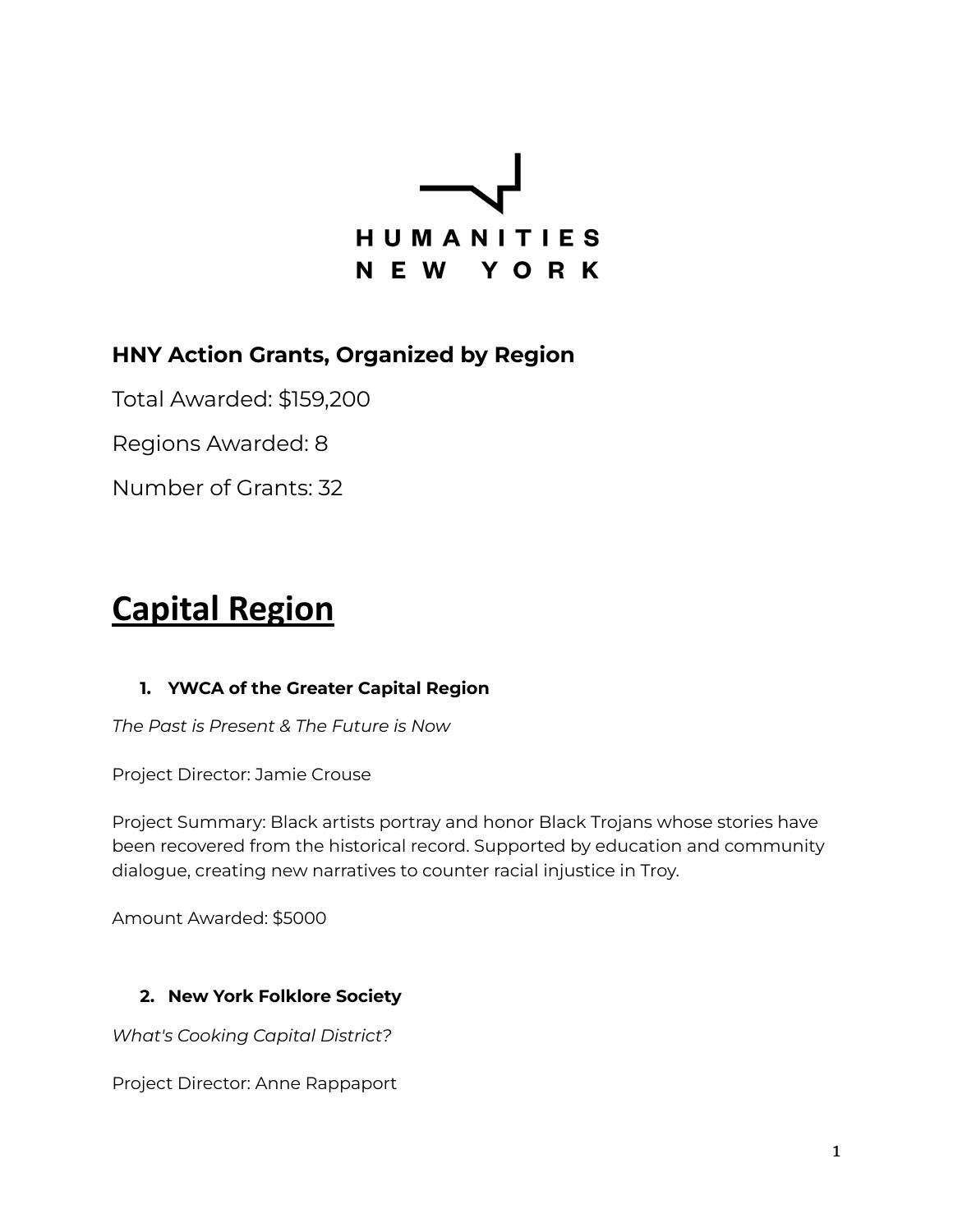HUMANITIES NEW YORK

## HNY Action Grants, Organized by Region

Total Awarded: $159,200

Regions Awarded: 8

Number of Grants: 32

# Capital Region

1. **YWCA of the Greater Capital Region**

*The Past is Present & The Future is Now*

Project Director: Jamie Crouse

Project Summary: Black artists portray and honor Black Trojans whose stories have been recovered from the historical record. Supported by education and community dialogue, creating new narratives to counter racial injustice in Troy.

Amount Awarded: $5000

2. **New York Folklore Society**

*What's Cooking Capital District?*

Project Director: Anne Rappaport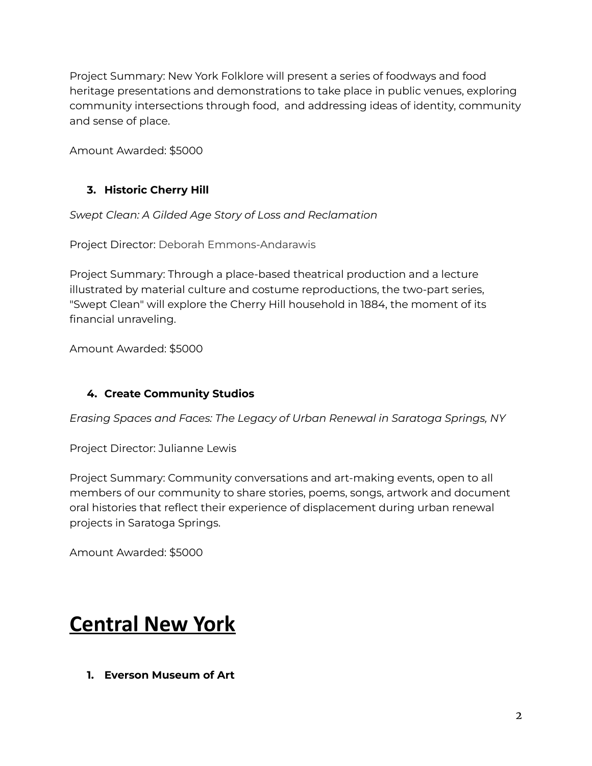Project Summary: New York Folklore will present a series of foodways and food heritage presentations and demonstrations to take place in public venues, exploring community intersections through food,  and addressing ideas of identity, community and sense of place.

Amount Awarded: $5000

3. **Historic Cherry Hill**

*Swept Clean: A Gilded Age Story of Loss and Reclamation*

Project Director: Deborah Emmons-Andarawis

Project Summary: Through a place-based theatrical production and a lecture illustrated by material culture and costume reproductions, the two-part series, "Swept Clean" will explore the Cherry Hill household in 1884, the moment of its financial unraveling.

Amount Awarded: $5000

4. **Create Community Studios**

*Erasing Spaces and Faces: The Legacy of Urban Renewal in Saratoga Springs, NY*

Project Director: Julianne Lewis

Project Summary: Community conversations and art-making events, open to all members of our community to share stories, poems, songs, artwork and document oral histories that reflect their experience of displacement during urban renewal projects in Saratoga Springs.

Amount Awarded: $5000

# Central New York

1. **Everson Museum of Art**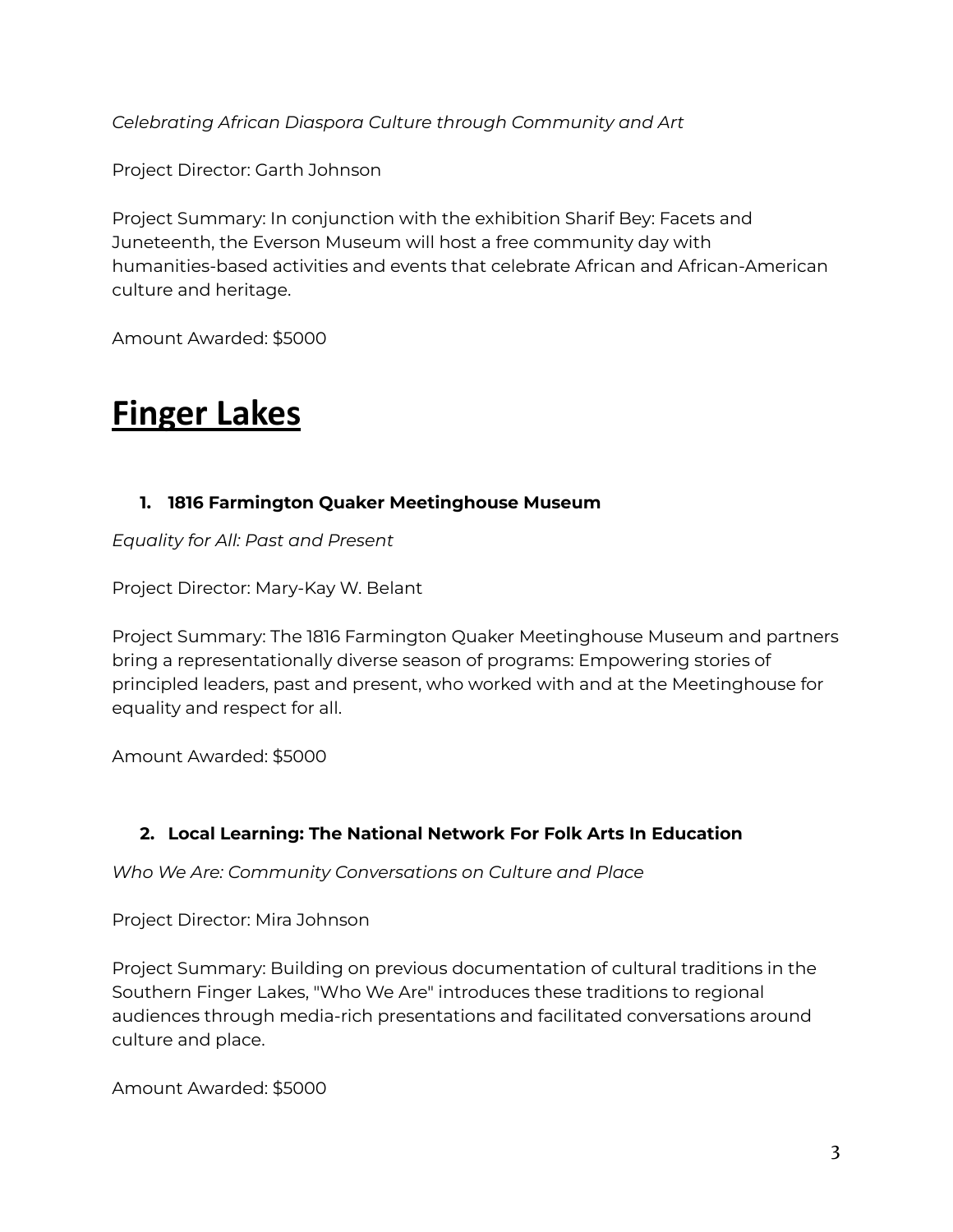*Celebrating African Diaspora Culture through Community and Art*

Project Director: Garth Johnson

Project Summary: In conjunction with the exhibition Sharif Bey: Facets and Juneteenth, the Everson Museum will host a free community day with humanities-based activities and events that celebrate African and African-American culture and heritage.

Amount Awarded: $5000

# Finger Lakes

1. **1816 Farmington Quaker Meetinghouse Museum**

*Equality for All: Past and Present*

Project Director: Mary-Kay W. Belant

Project Summary: The 1816 Farmington Quaker Meetinghouse Museum and partners bring a representationally diverse season of programs: Empowering stories of principled leaders, past and present, who worked with and at the Meetinghouse for equality and respect for all.

Amount Awarded: $5000

2. **Local Learning: The National Network For Folk Arts In Education**

*Who We Are: Community Conversations on Culture and Place*

Project Director: Mira Johnson

Project Summary: Building on previous documentation of cultural traditions in the Southern Finger Lakes, "Who We Are" introduces these traditions to regional audiences through media-rich presentations and facilitated conversations around culture and place.

Amount Awarded: $5000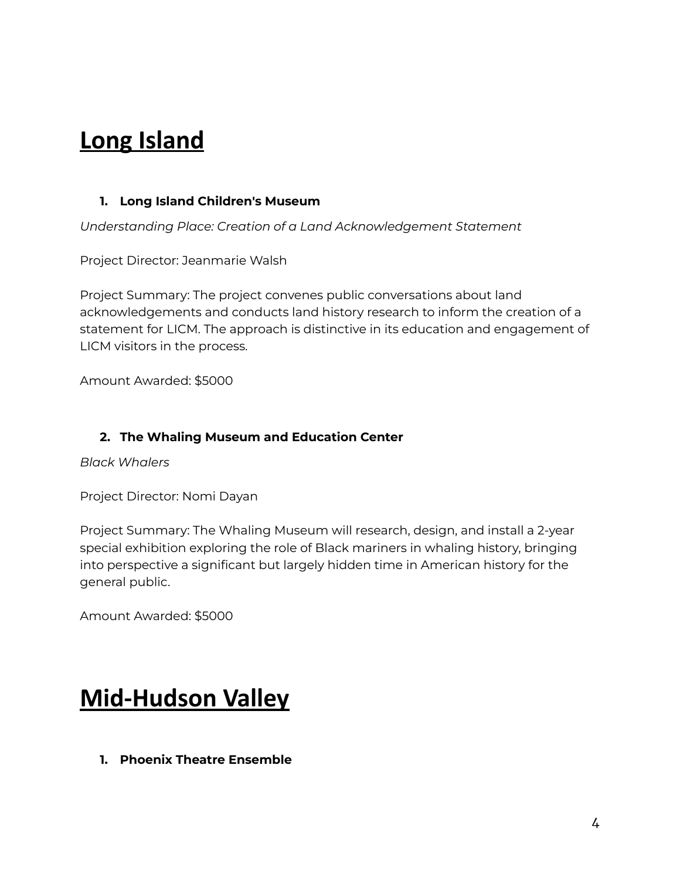# Long Island

1. **Long Island Children's Museum**

*Understanding Place: Creation of a Land Acknowledgement Statement*

Project Director: Jeanmarie Walsh

Project Summary: The project convenes public conversations about land acknowledgements and conducts land history research to inform the creation of a statement for LICM. The approach is distinctive in its education and engagement of LICM visitors in the process.

Amount Awarded: $5000

2. **The Whaling Museum and Education Center**

*Black Whalers*

Project Director: Nomi Dayan

Project Summary: The Whaling Museum will research, design, and install a 2-year special exhibition exploring the role of Black mariners in whaling history, bringing into perspective a significant but largely hidden time in American history for the general public.

Amount Awarded: $5000

# Mid-Hudson Valley

1. **Phoenix Theatre Ensemble**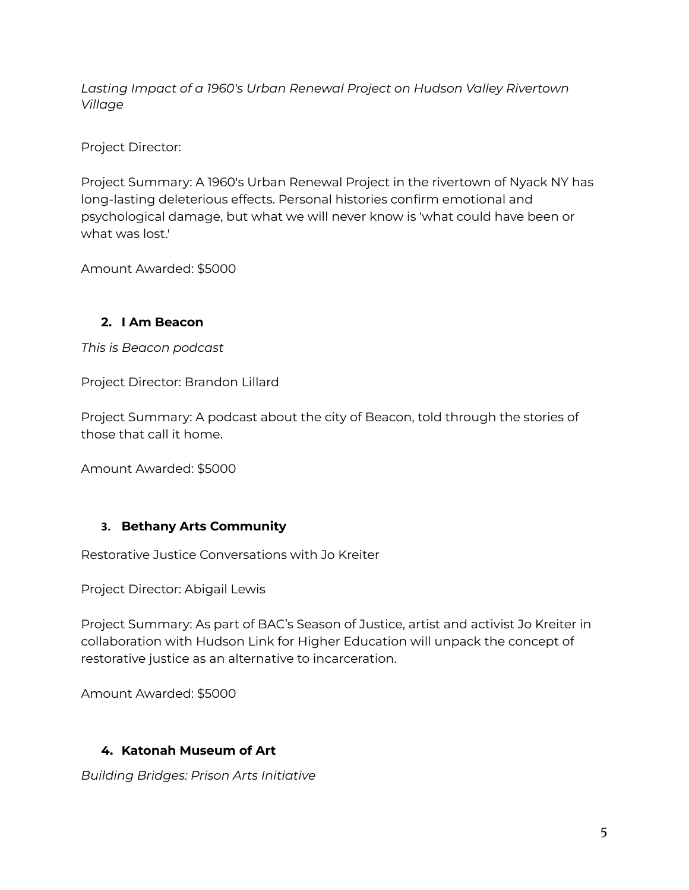*Lasting Impact of a 1960's Urban Renewal Project on Hudson Valley Rivertown Village*

Project Director:

Project Summary: A 1960's Urban Renewal Project in the rivertown of Nyack NY has long-lasting deleterious effects. Personal histories confirm emotional and psychological damage, but what we will never know is 'what could have been or what was lost.'

Amount Awarded: $5000

2. **I Am Beacon**

*This is Beacon podcast*

Project Director: Brandon Lillard

Project Summary: A podcast about the city of Beacon, told through the stories of those that call it home.

Amount Awarded: $5000

3. **Bethany Arts Community**

Restorative Justice Conversations with Jo Kreiter

Project Director: Abigail Lewis

Project Summary: As part of BAC's Season of Justice, artist and activist Jo Kreiter in collaboration with Hudson Link for Higher Education will unpack the concept of restorative justice as an alternative to incarceration.

Amount Awarded: $5000

4. **Katonah Museum of Art**

*Building Bridges: Prison Arts Initiative*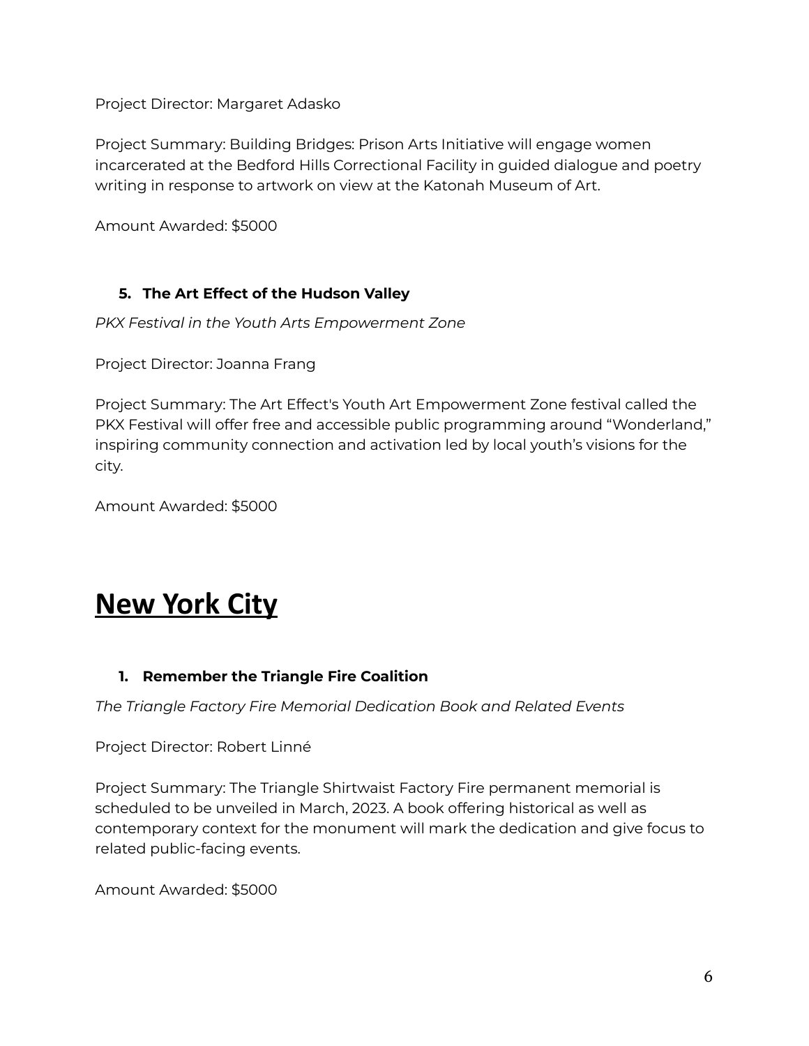Project Director: Margaret Adasko

Project Summary: Building Bridges: Prison Arts Initiative will engage women incarcerated at the Bedford Hills Correctional Facility in guided dialogue and poetry writing in response to artwork on view at the Katonah Museum of Art.

Amount Awarded: $5000

5. **The Art Effect of the Hudson Valley**

*PKX Festival in the Youth Arts Empowerment Zone*

Project Director: Joanna Frang

Project Summary: The Art Effect's Youth Art Empowerment Zone festival called the PKX Festival will offer free and accessible public programming around "Wonderland," inspiring community connection and activation led by local youth's visions for the city.

Amount Awarded: $5000

# New York City

1. **Remember the Triangle Fire Coalition**

*The Triangle Factory Fire Memorial Dedication Book and Related Events*

Project Director: Robert Linné

Project Summary: The Triangle Shirtwaist Factory Fire permanent memorial is scheduled to be unveiled in March, 2023. A book offering historical as well as contemporary context for the monument will mark the dedication and give focus to related public-facing events.

Amount Awarded: $5000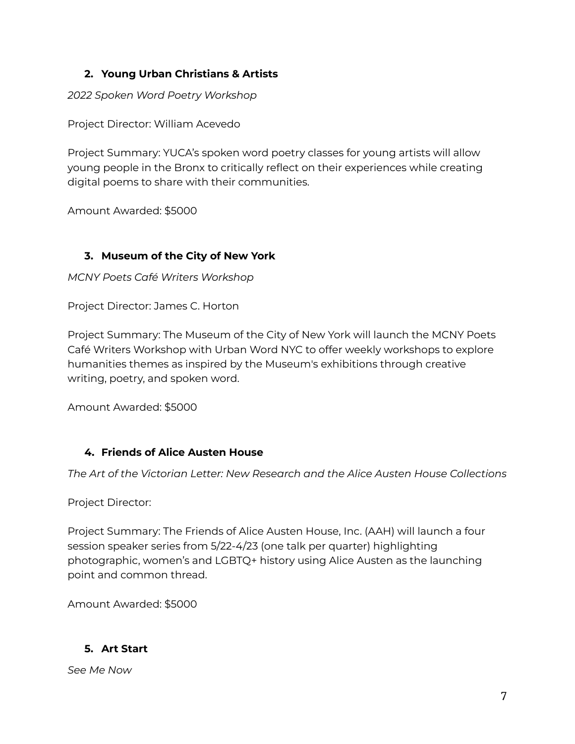2. **Young Urban Christians & Artists**

*2022 Spoken Word Poetry Workshop*

Project Director: William Acevedo

Project Summary: YUCA's spoken word poetry classes for young artists will allow young people in the Bronx to critically reflect on their experiences while creating digital poems to share with their communities.

Amount Awarded: $5000

3. **Museum of the City of New York**

*MCNY Poets Café Writers Workshop*

Project Director: James C. Horton

Project Summary: The Museum of the City of New York will launch the MCNY Poets Café Writers Workshop with Urban Word NYC to offer weekly workshops to explore humanities themes as inspired by the Museum's exhibitions through creative writing, poetry, and spoken word.

Amount Awarded: $5000

4. **Friends of Alice Austen House**

*The Art of the Victorian Letter: New Research and the Alice Austen House Collections*

Project Director:

Project Summary: The Friends of Alice Austen House, Inc. (AAH) will launch a four session speaker series from 5/22-4/23 (one talk per quarter) highlighting photographic, women's and LGBTQ+ history using Alice Austen as the launching point and common thread.

Amount Awarded: $5000

5. **Art Start**

*See Me Now*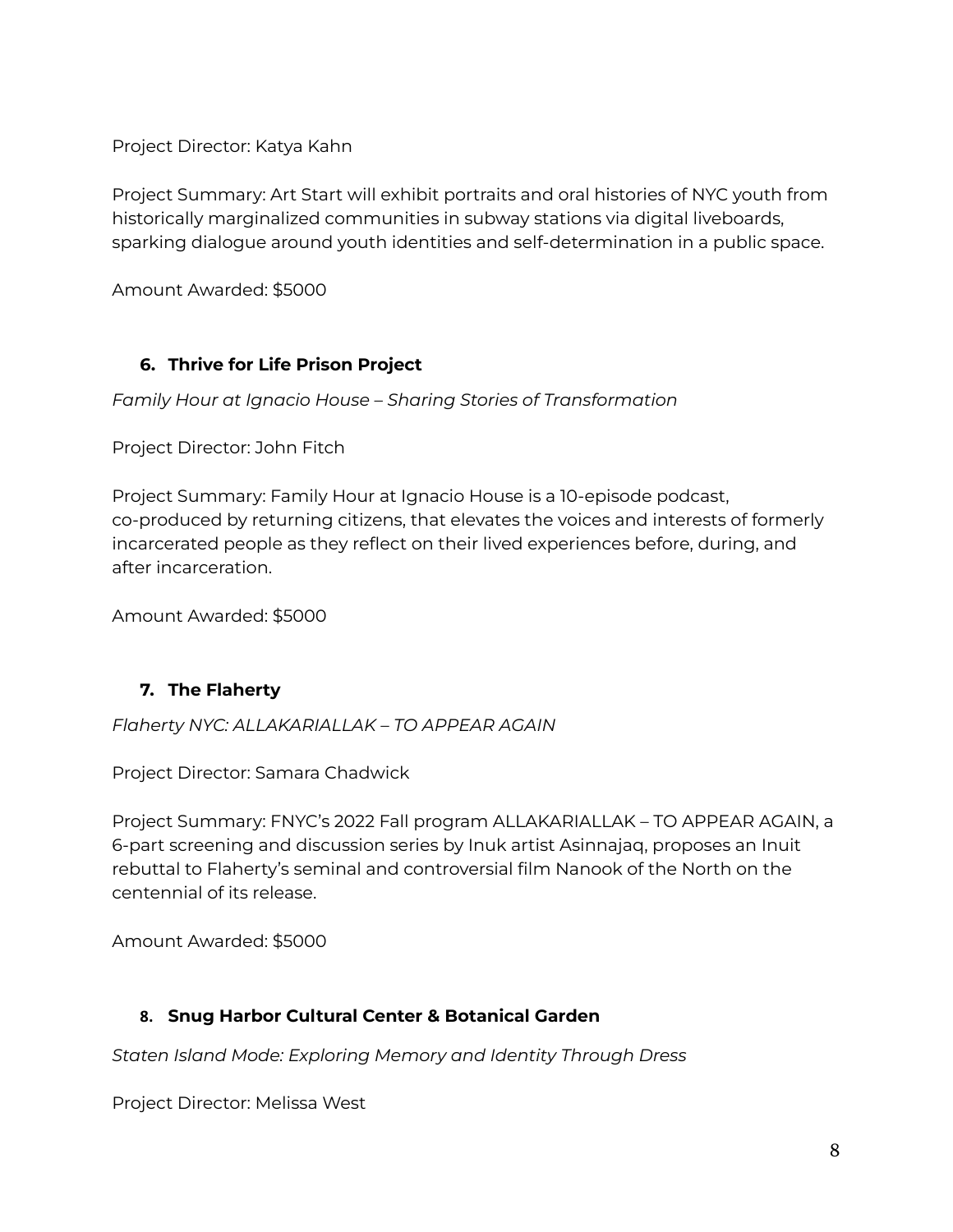Project Director: Katya Kahn

Project Summary: Art Start will exhibit portraits and oral histories of NYC youth from historically marginalized communities in subway stations via digital liveboards, sparking dialogue around youth identities and self-determination in a public space.

Amount Awarded: $5000

### 6. Thrive for Life Prison Project

*Family Hour at Ignacio House – Sharing Stories of Transformation*

Project Director: John Fitch

Project Summary: Family Hour at Ignacio House is a 10-episode podcast, co-produced by returning citizens, that elevates the voices and interests of formerly incarcerated people as they reflect on their lived experiences before, during, and after incarceration.

Amount Awarded: $5000

### 7. The Flaherty

*Flaherty NYC: ALLAKARIALLAK – TO APPEAR AGAIN*

Project Director: Samara Chadwick

Project Summary: FNYC's 2022 Fall program ALLAKARIALLAK – TO APPEAR AGAIN, a 6-part screening and discussion series by Inuk artist Asinnajaq, proposes an Inuit rebuttal to Flaherty's seminal and controversial film Nanook of the North on the centennial of its release.

Amount Awarded: $5000

### 8. Snug Harbor Cultural Center & Botanical Garden

*Staten Island Mode: Exploring Memory and Identity Through Dress*

Project Director: Melissa West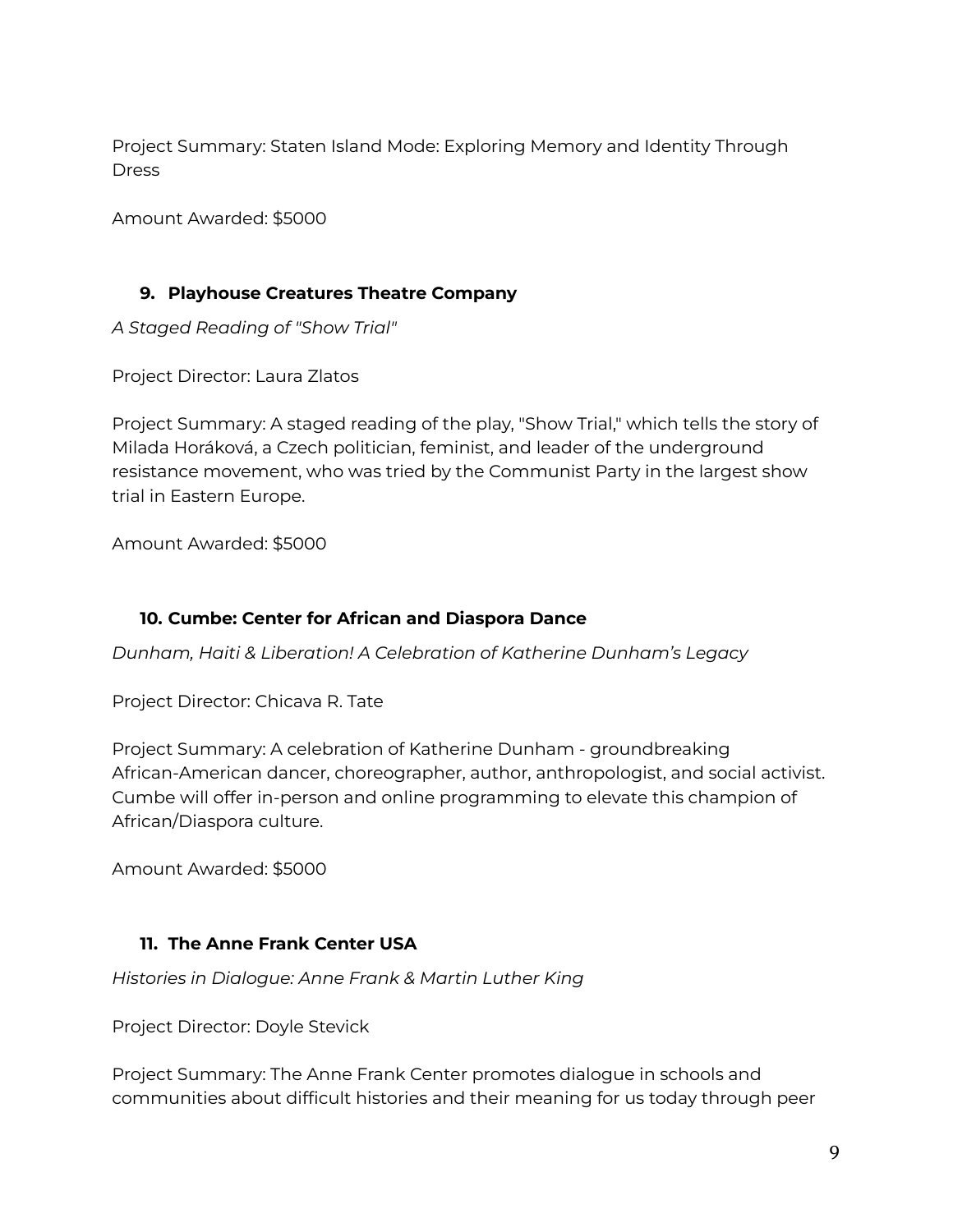Project Summary: Staten Island Mode: Exploring Memory and Identity Through Dress

Amount Awarded: $5000

### 9. Playhouse Creatures Theatre Company

*A Staged Reading of "Show Trial"*

Project Director: Laura Zlatos

Project Summary: A staged reading of the play, "Show Trial," which tells the story of Milada Horáková, a Czech politician, feminist, and leader of the underground resistance movement, who was tried by the Communist Party in the largest show trial in Eastern Europe.

Amount Awarded: $5000

### 10. Cumbe: Center for African and Diaspora Dance

*Dunham, Haiti & Liberation! A Celebration of Katherine Dunham's Legacy*

Project Director: Chicava R. Tate

Project Summary: A celebration of Katherine Dunham - groundbreaking African-American dancer, choreographer, author, anthropologist, and social activist. Cumbe will offer in-person and online programming to elevate this champion of African/Diaspora culture.

Amount Awarded: $5000

### 11. The Anne Frank Center USA

*Histories in Dialogue: Anne Frank & Martin Luther King*

Project Director: Doyle Stevick

Project Summary: The Anne Frank Center promotes dialogue in schools and communities about difficult histories and their meaning for us today through peer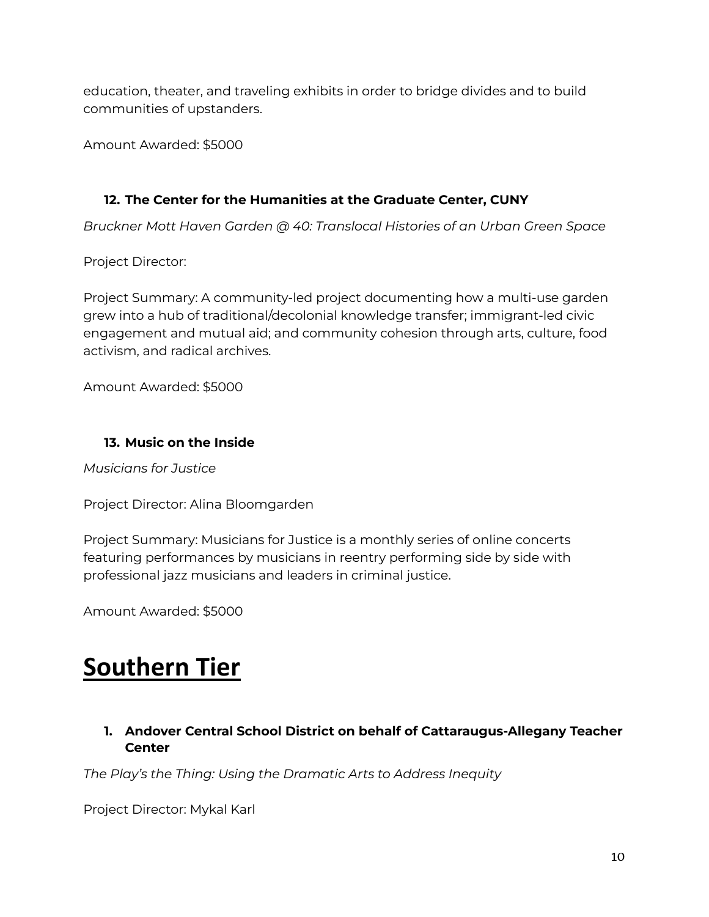education, theater, and traveling exhibits in order to bridge divides and to build communities of upstanders.

Amount Awarded: $5000

12. **The Center for the Humanities at the Graduate Center, CUNY**

*Bruckner Mott Haven Garden @ 40: Translocal Histories of an Urban Green Space*

Project Director:

Project Summary: A community-led project documenting how a multi-use garden grew into a hub of traditional/decolonial knowledge transfer; immigrant-led civic engagement and mutual aid; and community cohesion through arts, culture, food activism, and radical archives.

Amount Awarded: $5000

13. **Music on the Inside**

*Musicians for Justice*

Project Director: Alina Bloomgarden

Project Summary: Musicians for Justice is a monthly series of online concerts featuring performances by musicians in reentry performing side by side with professional jazz musicians and leaders in criminal justice.

Amount Awarded: $5000

# Southern Tier

1. **Andover Central School District on behalf of Cattaraugus-Allegany Teacher Center**

*The Play's the Thing: Using the Dramatic Arts to Address Inequity*

Project Director: Mykal Karl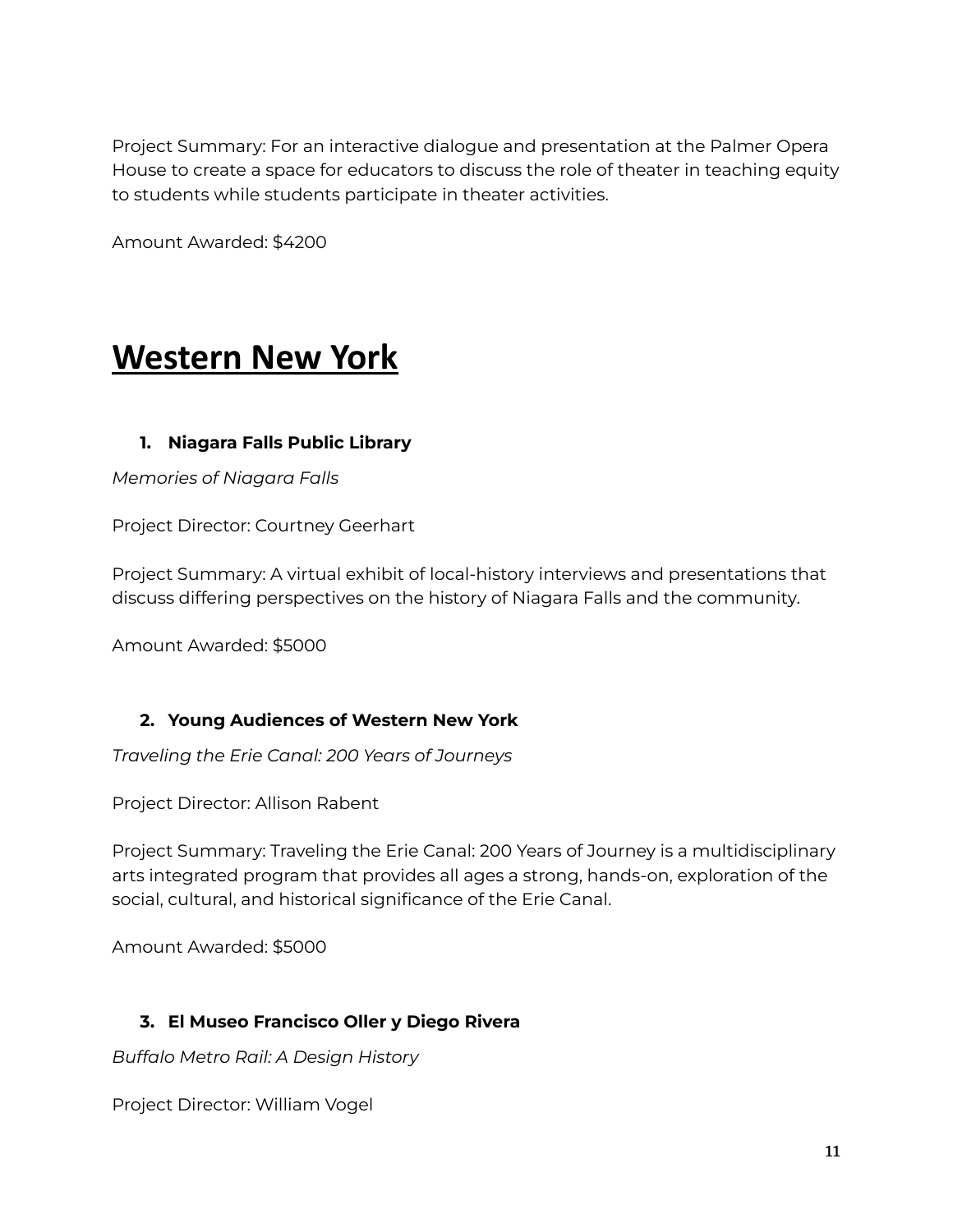Project Summary: For an interactive dialogue and presentation at the Palmer Opera House to create a space for educators to discuss the role of theater in teaching equity to students while students participate in theater activities.

Amount Awarded: $4200

# Western New York

1. **Niagara Falls Public Library**

*Memories of Niagara Falls*

Project Director: Courtney Geerhart

Project Summary: A virtual exhibit of local-history interviews and presentations that discuss differing perspectives on the history of Niagara Falls and the community.

Amount Awarded: $5000

2. **Young Audiences of Western New York**

*Traveling the Erie Canal: 200 Years of Journeys*

Project Director: Allison Rabent

Project Summary: Traveling the Erie Canal: 200 Years of Journey is a multidisciplinary arts integrated program that provides all ages a strong, hands-on, exploration of the social, cultural, and historical significance of the Erie Canal.

Amount Awarded: $5000

3. **El Museo Francisco Oller y Diego Rivera**

*Buffalo Metro Rail: A Design History*

Project Director: William Vogel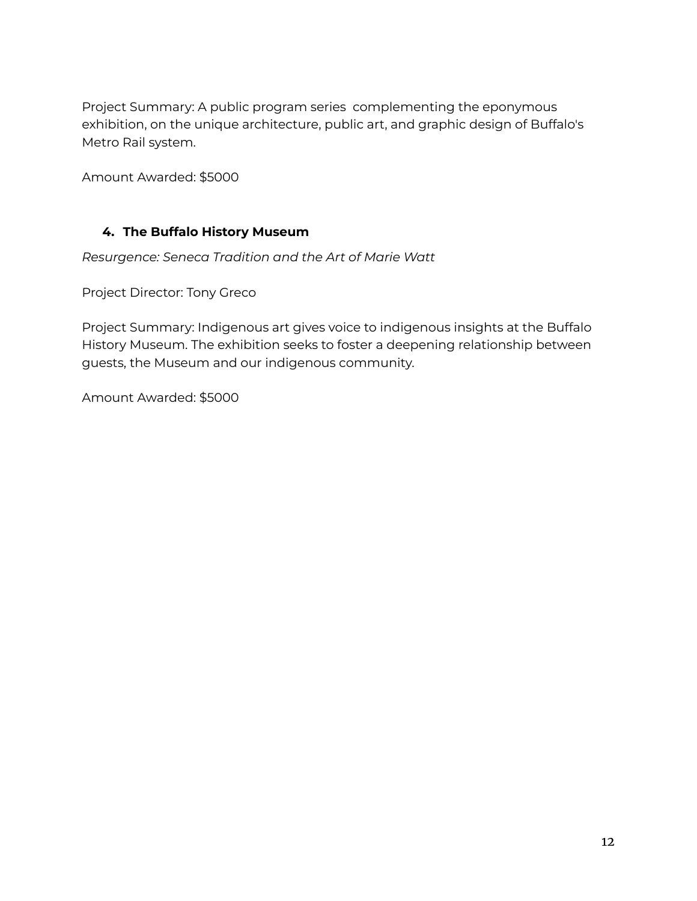Project Summary: A public program series complementing the eponymous exhibition, on the unique architecture, public art, and graphic design of Buffalo's Metro Rail system.

Amount Awarded: $5000

4. **The Buffalo History Museum**

*Resurgence: Seneca Tradition and the Art of Marie Watt*

Project Director: Tony Greco

Project Summary: Indigenous art gives voice to indigenous insights at the Buffalo History Museum. The exhibition seeks to foster a deepening relationship between guests, the Museum and our indigenous community.

Amount Awarded: $5000